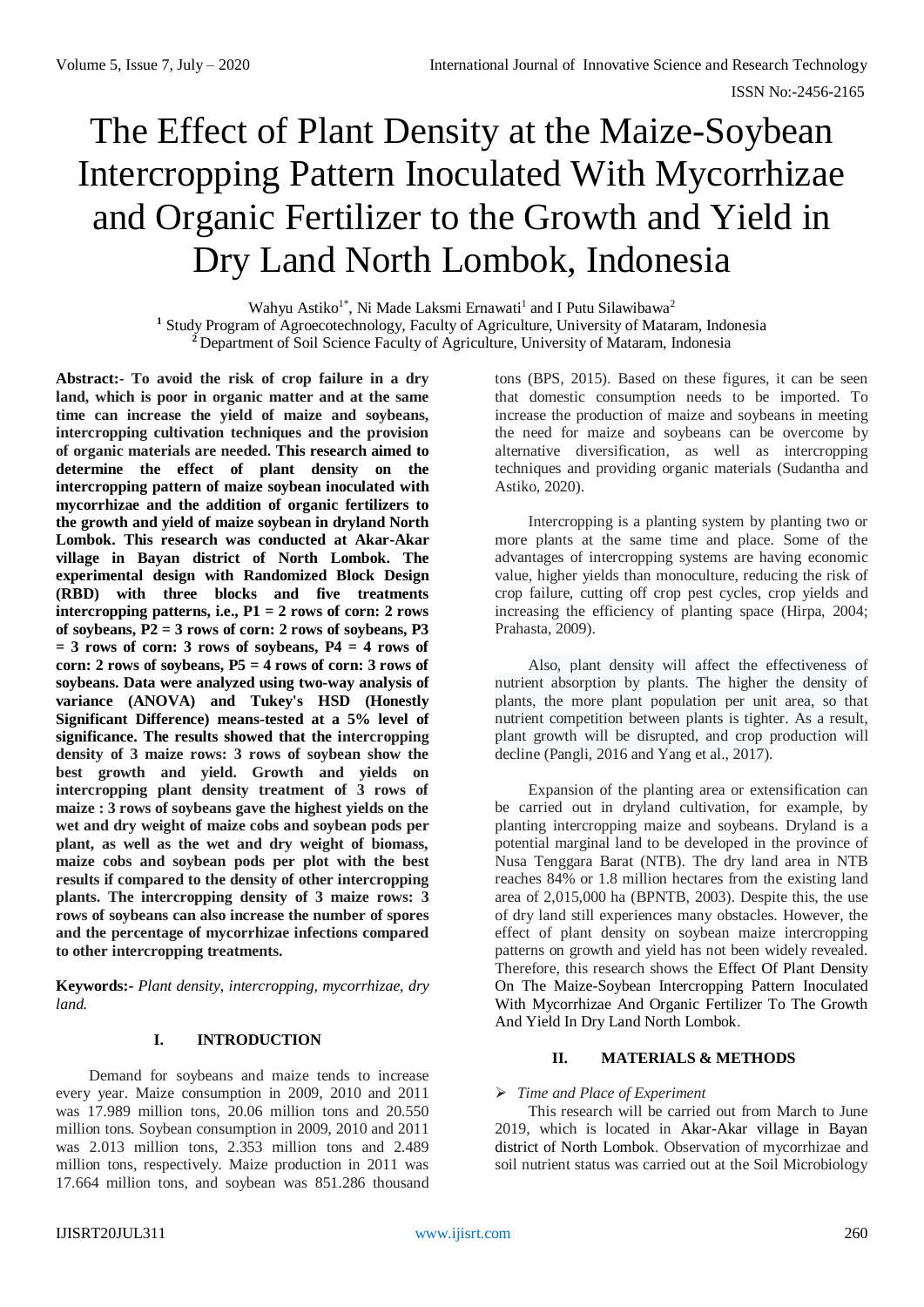# The Effect of Plant Density at the Maize-Soybean Intercropping Pattern Inoculated With Mycorrhizae and Organic Fertilizer to the Growth and Yield in Dry Land North Lombok, Indonesia

Wahyu Astiko[1*], Ni Made Laksmi Ernawati[1] and I Putu Silawibawa[2]

[1] Study Program of Agroecotechnology, Faculty of Agriculture, University of Mataram, Indonesia
[2] Department of Soil Science Faculty of Agriculture, University of Mataram, Indonesia

**Abstract:- To avoid the risk of crop failure in a dry land, which is poor in organic matter and at the same time can increase the yield of maize and soybeans, intercropping cultivation techniques and the provision of organic materials are needed. This research aimed to determine the effect of plant density on the intercropping pattern of maize soybean inoculated with mycorrhizae and the addition of organic fertilizers to the growth and yield of maize soybean in dryland North Lombok. This research was conducted at Akar-Akar village in Bayan district of North Lombok. The experimental design with Randomized Block Design (RBD) with three blocks and five treatments intercropping patterns, i.e., P1 = 2 rows of corn: 2 rows of soybeans, P2 = 3 rows of corn: 2 rows of soybeans, P3 = 3 rows of corn: 3 rows of soybeans, P4 = 4 rows of corn: 2 rows of soybeans, P5 = 4 rows of corn: 3 rows of soybeans. Data were analyzed using two-way analysis of variance (ANOVA) and Tukey's HSD (Honestly Significant Difference) means-tested at a 5% level of significance. The results showed that the intercropping density of 3 maize rows: 3 rows of soybean show the best growth and yield. Growth and yields on intercropping plant density treatment of 3 rows of maize : 3 rows of soybeans gave the highest yields on the wet and dry weight of maize cobs and soybean pods per plant, as well as the wet and dry weight of biomass, maize cobs and soybean pods per plot with the best results if compared to the density of other intercropping plants. The intercropping density of 3 maize rows: 3 rows of soybeans can also increase the number of spores and the percentage of mycorrhizae infections compared to other intercropping treatments.**

**Keywords:-** *Plant density, intercropping, mycorrhizae, dry land.*

## I. INTRODUCTION

Demand for soybeans and maize tends to increase every year. Maize consumption in 2009, 2010 and 2011 was 17.989 million tons, 20.06 million tons and 20.550 million tons. Soybean consumption in 2009, 2010 and 2011 was 2.013 million tons, 2.353 million tons and 2.489 million tons, respectively. Maize production in 2011 was 17.664 million tons, and soybean was 851.286 thousand tons (BPS, 2015). Based on these figures, it can be seen that domestic consumption needs to be imported. To increase the production of maize and soybeans in meeting the need for maize and soybeans can be overcome by alternative diversification, as well as intercropping techniques and providing organic materials (Sudantha and Astiko, 2020).

Intercropping is a planting system by planting two or more plants at the same time and place. Some of the advantages of intercropping systems are having economic value, higher yields than monoculture, reducing the risk of crop failure, cutting off crop pest cycles, crop yields and increasing the efficiency of planting space (Hirpa, 2004; Prahasta, 2009).

Also, plant density will affect the effectiveness of nutrient absorption by plants. The higher the density of plants, the more plant population per unit area, so that nutrient competition between plants is tighter. As a result, plant growth will be disrupted, and crop production will decline (Pangli, 2016 and Yang et al., 2017).

Expansion of the planting area or extensification can be carried out in dryland cultivation, for example, by planting intercropping maize and soybeans. Dryland is a potential marginal land to be developed in the province of Nusa Tenggara Barat (NTB). The dry land area in NTB reaches 84% or 1.8 million hectares from the existing land area of 2,015,000 ha (BPNTB, 2003). Despite this, the use of dry land still experiences many obstacles. However, the effect of plant density on soybean maize intercropping patterns on growth and yield has not been widely revealed. Therefore, this research shows the Effect Of Plant Density On The Maize-Soybean Intercropping Pattern Inoculated With Mycorrhizae And Organic Fertilizer To The Growth And Yield In Dry Land North Lombok.

## II. MATERIALS & METHODS

- *Time and Place of Experiment*

This research will be carried out from March to June 2019, which is located in Akar-Akar village in Bayan district of North Lombok. Observation of mycorrhizae and soil nutrient status was carried out at the Soil Microbiology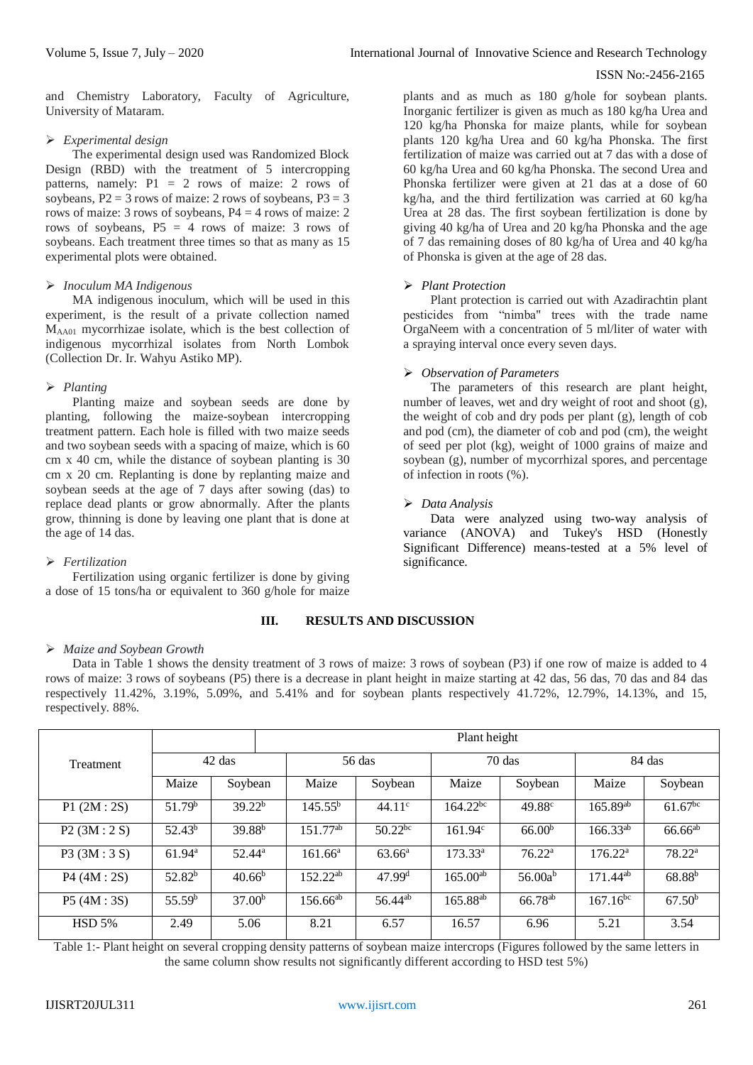and Chemistry Laboratory, Faculty of Agriculture, University of Mataram.

- *Experimental design*

The experimental design used was Randomized Block Design (RBD) with the treatment of 5 intercropping patterns, namely: P1 = 2 rows of maize: 2 rows of soybeans, P2 = 3 rows of maize: 2 rows of soybeans, P3 = 3 rows of maize: 3 rows of soybeans, P4 = 4 rows of maize: 2 rows of soybeans, P5 = 4 rows of maize: 3 rows of soybeans. Each treatment three times so that as many as 15 experimental plots were obtained.

- *Inoculum MA Indigenous*

MA indigenous inoculum, which will be used in this experiment, is the result of a private collection named $M_{AA01}$ mycorrhizae isolate, which is the best collection of indigenous mycorrhizal isolates from North Lombok (Collection Dr. Ir. Wahyu Astiko MP).

- *Planting*

Planting maize and soybean seeds are done by planting, following the maize-soybean intercropping treatment pattern. Each hole is filled with two maize seeds and two soybean seeds with a spacing of maize, which is 60 cm x 40 cm, while the distance of soybean planting is 30 cm x 20 cm. Replanting is done by replanting maize and soybean seeds at the age of 7 days after sowing (das) to replace dead plants or grow abnormally. After the plants grow, thinning is done by leaving one plant that is done at the age of 14 das.

- *Fertilization*

Fertilization using organic fertilizer is done by giving a dose of 15 tons/ha or equivalent to 360 g/hole for maize plants and as much as 180 g/hole for soybean plants. Inorganic fertilizer is given as much as 180 kg/ha Urea and 120 kg/ha Phonska for maize plants, while for soybean plants 120 kg/ha Urea and 60 kg/ha Phonska. The first fertilization of maize was carried out at 7 das with a dose of 60 kg/ha Urea and 60 kg/ha Phonska. The second Urea and Phonska fertilizer were given at 21 das at a dose of 60 kg/ha, and the third fertilization was carried at 60 kg/ha Urea at 28 das. The first soybean fertilization is done by giving 40 kg/ha of Urea and 20 kg/ha Phonska and the age of 7 das remaining doses of 80 kg/ha of Urea and 40 kg/ha of Phonska is given at the age of 28 das.

- *Plant Protection*

Plant protection is carried out with Azadirachtin plant pesticides from "nimba" trees with the trade name OrgaNeem with a concentration of 5 ml/liter of water with a spraying interval once every seven days.

- *Observation of Parameters*

The parameters of this research are plant height, number of leaves, wet and dry weight of root and shoot (g), the weight of cob and dry pods per plant (g), length of cob and pod (cm), the diameter of cob and pod (cm), the weight of seed per plot (kg), weight of 1000 grains of maize and soybean (g), number of mycorrhizal spores, and percentage of infection in roots (%).

- *Data Analysis*

Data were analyzed using two-way analysis of variance (ANOVA) and Tukey's HSD (Honestly Significant Difference) means-tested at a 5% level of significance.

## III. RESULTS AND DISCUSSION

- *Maize and Soybean Growth*

Data in Table 1 shows the density treatment of 3 rows of maize: 3 rows of soybean (P3) if one row of maize is added to 4 rows of maize: 3 rows of soybeans (P5) there is a decrease in plant height in maize starting at 42 das, 56 das, 70 das and 84 das respectively 11.42%, 3.19%, 5.09%, and 5.41% and for soybean plants respectively 41.72%, 12.79%, 14.13%, and 15, respectively. 88%.

| Treatment | Plant height | | | | | | | |
|---|---|---|---|---|---|---|---|---|
| | 42 das | | 56 das | | 70 das | | 84 das | |
| | Maize | Soybean | Maize | Soybean | Maize | Soybean | Maize | Soybean |
| P1 (2M : 2S) | $51.79^{b}$ | $39.22^{b}$ | $145.55^{b}$ | $44.11^{c}$ | $164.22^{bc}$ | $49.88^{c}$ | $165.89^{ab}$ | $61.67^{bc}$ |
| P2 (3M : 2 S) | $52.43^{b}$ | $39.88^{b}$ | $151.77^{ab}$ | $50.22^{bc}$ | $161.94^{c}$ | $66.00^{b}$ | $166.33^{ab}$ | $66.66^{ab}$ |
| P3 (3M : 3 S) | $61.94^{a}$ | $52.44^{a}$ | $161.66^{a}$ | $63.66^{a}$ | $173.33^{a}$ | $76.22^{a}$ | $176.22^{a}$ | $78.22^{a}$ |
| P4 (4M : 2S) | $52.82^{b}$ | $40.66^{b}$ | $152.22^{ab}$ | $47.99^{d}$ | $165.00^{ab}$ | $56.00a^{b}$ | $171.44^{ab}$ | $68.88^{b}$ |
| P5 (4M : 3S) | $55.59^{b}$ | $37.00^{b}$ | $156.66^{ab}$ | $56.44^{ab}$ | $165.88^{ab}$ | $66.78^{ab}$ | $167.16^{bc}$ | $67.50^{b}$ |
| HSD 5% | 2.49 | 5.06 | 8.21 | 6.57 | 16.57 | 6.96 | 5.21 | 3.54 |

Table 1:- Plant height on several cropping density patterns of soybean maize intercrops (Figures followed by the same letters in the same column show results not significantly different according to HSD test 5%)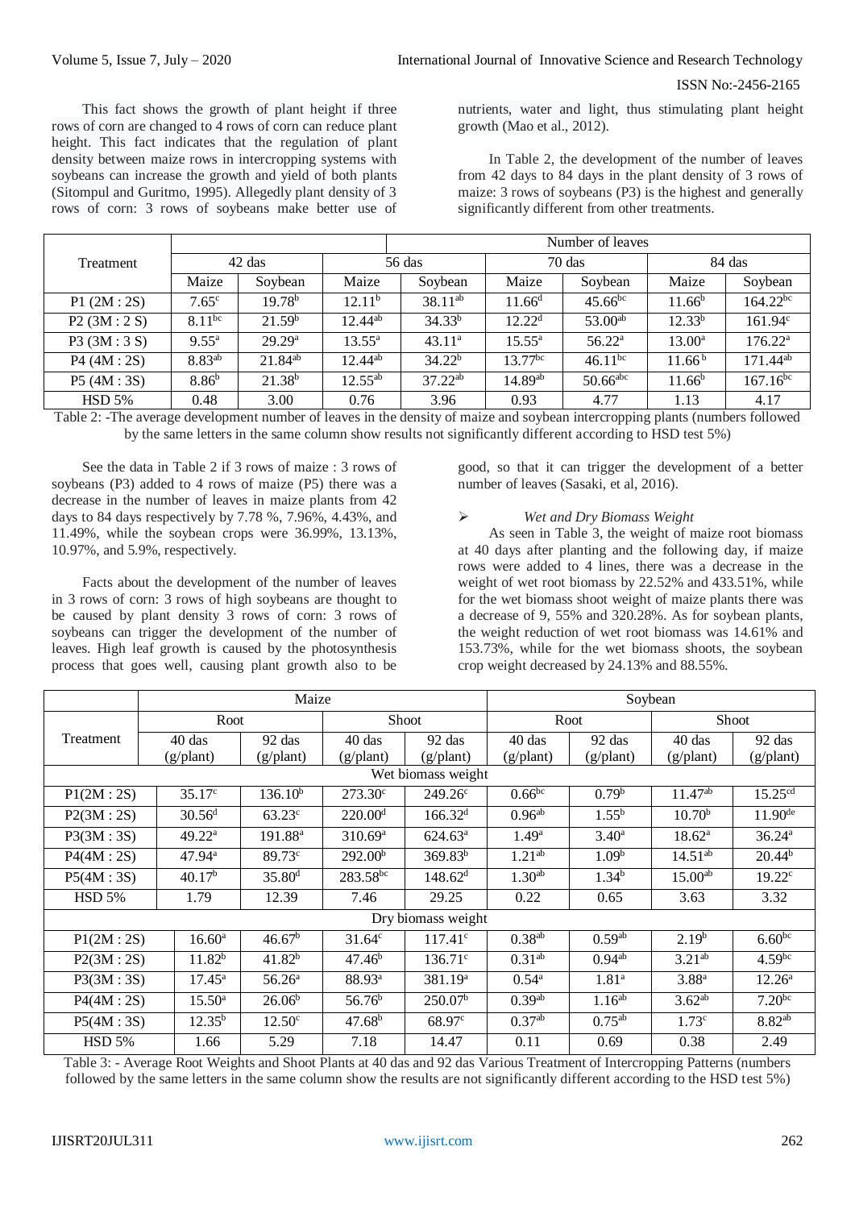This fact shows the growth of plant height if three rows of corn are changed to 4 rows of corn can reduce plant height. This fact indicates that the regulation of plant density between maize rows in intercropping systems with soybeans can increase the growth and yield of both plants (Sitompul and Guritmo, 1995). Allegedly plant density of 3 rows of corn: 3 rows of soybeans make better use of nutrients, water and light, thus stimulating plant height growth (Mao et al., 2012).

In Table 2, the development of the number of leaves from 42 days to 84 days in the plant density of 3 rows of maize: 3 rows of soybeans (P3) is the highest and generally significantly different from other treatments.

| Treatment | Number of leaves | | | | | | | |
|---|---|---|---|---|---|---|---|---|
| | 42 das | | 56 das | | 70 das | | 84 das | |
| | Maize | Soybean | Maize | Soybean | Maize | Soybean | Maize | Soybean |
| P1 (2M : 2S) | 7.65[c] | 19.78[b] | 12.11[b] | 38.11[ab] | 11.66[d] | 45.66[bc] | 11.66[b] | 164.22[bc] |
| P2 (3M : 2 S) | 8.11[bc] | 21.59[b] | 12.44[ab] | 34.33[b] | 12.22[d] | 53.00[ab] | 12.33[b] | 161.94[c] |
| P3 (3M : 3 S) | 9.55[a] | 29.29[a] | 13.55[a] | 43.11[a] | 15.55[a] | 56.22[a] | 13.00[a] | 176.22[a] |
| P4 (4M : 2S) | 8.83[ab] | 21.84[ab] | 12.44[ab] | 34.22[b] | 13.77[bc] | 46.11[bc] | 11.66[b] | 171.44[ab] |
| P5 (4M : 3S) | 8.86[b] | 21.38[b] | 12.55[ab] | 37.22[ab] | 14.89[ab] | 50.66[abc] | 11.66[b] | 167.16[bc] |
| HSD 5% | 0.48 | 3.00 | 0.76 | 3.96 | 0.93 | 4.77 | 1.13 | 4.17 |

Table 2: -The average development number of leaves in the density of maize and soybean intercropping plants (numbers followed by the same letters in the same column show results not significantly different according to HSD test 5%)

See the data in Table 2 if 3 rows of maize : 3 rows of soybeans (P3) added to 4 rows of maize (P5) there was a decrease in the number of leaves in maize plants from 42 days to 84 days respectively by 7.78 %, 7.96%, 4.43%, and 11.49%, while the soybean crops were 36.99%, 13.13%, 10.97%, and 5.9%, respectively.

Facts about the development of the number of leaves in 3 rows of corn: 3 rows of high soybeans are thought to be caused by plant density 3 rows of corn: 3 rows of soybeans can trigger the development of the number of leaves. High leaf growth is caused by the photosynthesis process that goes well, causing plant growth also to be good, so that it can trigger the development of a better number of leaves (Sasaki, et al, 2016).

- *Wet and Dry Biomass Weight*

As seen in Table 3, the weight of maize root biomass at 40 days after planting and the following day, if maize rows were added to 4 lines, there was a decrease in the weight of wet root biomass by 22.52% and 433.51%, while for the wet biomass shoot weight of maize plants there was a decrease of 9, 55% and 320.28%. As for soybean plants, the weight reduction of wet root biomass was 14.61% and 153.73%, while for the wet biomass shoots, the soybean crop weight decreased by 24.13% and 88.55%.

| Treatment | Maize | | | | Soybean | | | |
|---|---|---|---|---|---|---|---|---|
| | Root | | Shoot | | Root | | Shoot | |
| | 40 das (g/plant) | 92 das (g/plant) | 40 das (g/plant) | 92 das (g/plant) | 40 das (g/plant) | 92 das (g/plant) | 40 das (g/plant) | 92 das (g/plant) |
| Wet biomass weight | | | | | | | | |
| P1(2M : 2S) | 35.17[c] | 136.10[b] | 273.30[c] | 249.26[c] | 0.66[bc] | 0.79[b] | 11.47[ab] | 15.25[cd] |
| P2(3M : 2S) | 30.56[d] | 63.23[c] | 220.00[d] | 166.32[d] | 0.96[ab] | 1.55[b] | 10.70[b] | 11.90[de] |
| P3(3M : 3S) | 49.22[a] | 191.88[a] | 310.69[a] | 624.63[a] | 1.49[a] | 3.40[a] | 18.62[a] | 36.24[a] |
| P4(4M : 2S) | 47.94[a] | 89.73[c] | 292.00[b] | 369.83[b] | 1.21[ab] | 1.09[b] | 14.51[ab] | 20.44[b] |
| P5(4M : 3S) | 40.17[b] | 35.80[d] | 283.58[bc] | 148.62[d] | 1.30[ab] | 1.34[b] | 15.00[ab] | 19.22[c] |
| HSD 5% | 1.79 | 12.39 | 7.46 | 29.25 | 0.22 | 0.65 | 3.63 | 3.32 |
| Dry biomass weight | | | | | | | | |
| P1(2M : 2S) | 16.60[a] | 46.67[b] | 31.64[c] | 117.41[c] | 0.38[ab] | 0.59[ab] | 2.19[b] | 6.60[bc] |
| P2(3M : 2S) | 11.82[b] | 41.82[b] | 47.46[b] | 136.71[c] | 0.31[ab] | 0.94[ab] | 3.21[ab] | 4.59[bc] |
| P3(3M : 3S) | 17.45[a] | 56.26[a] | 88.93[a] | 381.19[a] | 0.54[a] | 1.81[a] | 3.88[a] | 12.26[a] |
| P4(4M : 2S) | 15.50[a] | 26.06[b] | 56.76[b] | 250.07[b] | 0.39[ab] | 1.16[ab] | 3.62[ab] | 7.20[bc] |
| P5(4M : 3S) | 12.35[b] | 12.50[c] | 47.68[b] | 68.97[c] | 0.37[ab] | 0.75[ab] | 1.73[c] | 8.82[ab] |
| HSD 5% | 1.66 | 5.29 | 7.18 | 14.47 | 0.11 | 0.69 | 0.38 | 2.49 |

Table 3: - Average Root Weights and Shoot Plants at 40 das and 92 das Various Treatment of Intercropping Patterns (numbers followed by the same letters in the same column show the results are not significantly different according to the HSD test 5%)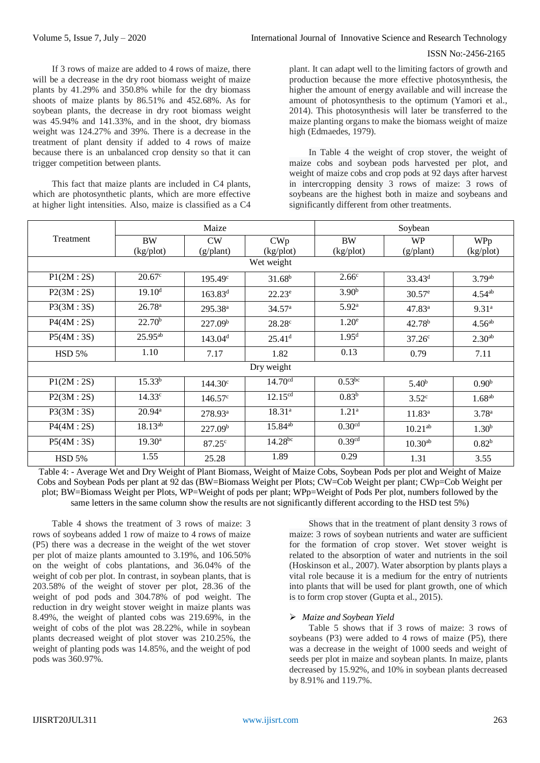If 3 rows of maize are added to 4 rows of maize, there will be a decrease in the dry root biomass weight of maize plants by 41.29% and 350.8% while for the dry biomass shoots of maize plants by 86.51% and 452.68%. As for soybean plants, the decrease in dry root biomass weight was 45.94% and 141.33%, and in the shoot, dry biomass weight was 124.27% and 39%. There is a decrease in the treatment of plant density if added to 4 rows of maize because there is an unbalanced crop density so that it can trigger competition between plants.

This fact that maize plants are included in C4 plants, which are photosynthetic plants, which are more effective at higher light intensities. Also, maize is classified as a C4 plant. It can adapt well to the limiting factors of growth and production because the more effective photosynthesis, the higher the amount of energy available and will increase the amount of photosynthesis to the optimum (Yamori et al., 2014). This photosynthesis will later be transferred to the maize planting organs to make the biomass weight of maize high (Edmaedes, 1979).

In Table 4 the weight of crop stover, the weight of maize cobs and soybean pods harvested per plot, and weight of maize cobs and crop pods at 92 days after harvest in intercropping density 3 rows of maize: 3 rows of soybeans are the highest both in maize and soybeans and significantly different from other treatments.

| Treatment | Maize | | | Soybean | | |
|---|---|---|---|---|---|---|
| | BW (kg/plot) | CW (g/plant) | CWp (kg/plot) | BW (kg/plot) | WP (g/plant) | WPp (kg/plot) |
| **Wet weight** | | | | | | |
| P1(2M : 2S) | 20.67c | 195.49c | 31.68b | 2.66c | 33.43d | 3.79ab |
| P2(3M : 2S) | 19.10d | 163.83d | 22.23e | 3.90b | 30.57e | 4.54ab |
| P3(3M : 3S) | 26.78a | 295.38a | 34.57a | 5.92a | 47.83a | 9.31a |
| P4(4M : 2S) | 22.70b | 227.09b | 28.28c | 1.20e | 42.78b | 4.56ab |
| P5(4M : 3S) | 25.95ab | 143.04d | 25.41d | 1.95d | 37.26c | 2.30ab |
| HSD 5% | 1.10 | 7.17 | 1.82 | 0.13 | 0.79 | 7.11 |
| **Dry weight** | | | | | | |
| P1(2M : 2S) | 15.33b | 144.30c | 14.70cd | 0.53bc | 5.40b | 0.90b |
| P2(3M : 2S) | 14.33c | 146.57c | 12.15cd | 0.83b | 3.52c | 1.68ab |
| P3(3M : 3S) | 20.94a | 278.93a | 18.31a | 1.21a | 11.83a | 3.78a |
| P4(4M : 2S) | 18.13ab | 227.09b | 15.84ab | 0.30cd | 10.21ab | 1.30b |
| P5(4M : 3S) | 19.30a | 87.25c | 14.28bc | 0.39cd | 10.30ab | 0.82b |
| HSD 5% | 1.55 | 25.28 | 1.89 | 0.29 | 1.31 | 3.55 |

Table 4: - Average Wet and Dry Weight of Plant Biomass, Weight of Maize Cobs, Soybean Pods per plot and Weight of Maize Cobs and Soybean Pods per plant at 92 das (BW=Biomass Weight per Plots; CW=Cob Weight per plant; CWp=Cob Weight per plot; BW=Biomass Weight per Plots, WP=Weight of pods per plant; WPp=Weight of Pods Per plot, numbers followed by the same letters in the same column show the results are not significantly different according to the HSD test 5%)

Table 4 shows the treatment of 3 rows of maize: 3 rows of soybeans added 1 row of maize to 4 rows of maize (P5) there was a decrease in the weight of the wet stover per plot of maize plants amounted to 3.19%, and 106.50% on the weight of cobs plantations, and 36.04% of the weight of cob per plot. In contrast, in soybean plants, that is 203.58% of the weight of stover per plot, 28.36 of the weight of pod pods and 304.78% of pod weight. The reduction in dry weight stover weight in maize plants was 8.49%, the weight of planted cobs was 219.69%, in the weight of cobs of the plot was 28.22%, while in soybean plants decreased weight of plot stover was 210.25%, the weight of planting pods was 14.85%, and the weight of pod pods was 360.97%.

Shows that in the treatment of plant density 3 rows of maize: 3 rows of soybean nutrients and water are sufficient for the formation of crop stover. Wet stover weight is related to the absorption of water and nutrients in the soil (Hoskinson et al., 2007). Water absorption by plants plays a vital role because it is a medium for the entry of nutrients into plants that will be used for plant growth, one of which is to form crop stover (Gupta et al., 2015).

- ***Maize and Soybean Yield***

Table 5 shows that if 3 rows of maize: 3 rows of soybeans (P3) were added to 4 rows of maize (P5), there was a decrease in the weight of 1000 seeds and weight of seeds per plot in maize and soybean plants. In maize, plants decreased by 15.92%, and 10% in soybean plants decreased by 8.91% and 119.7%.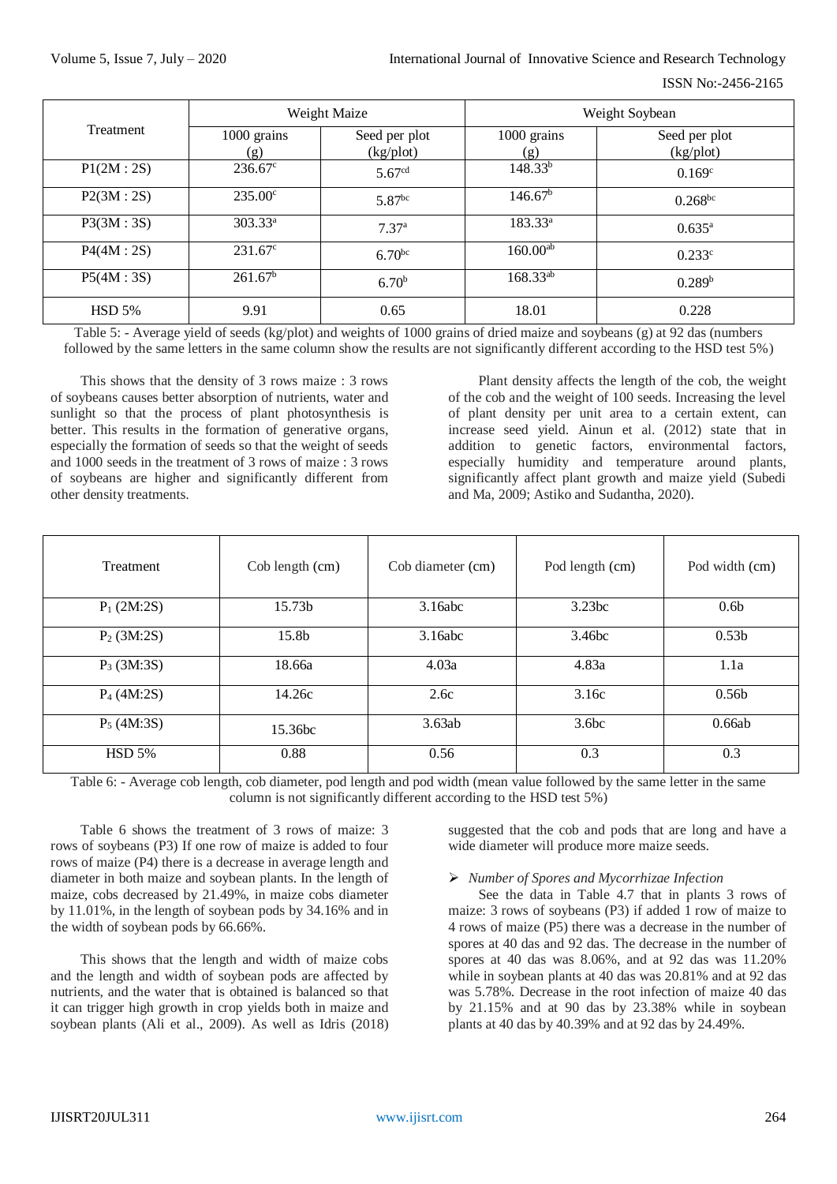| Treatment | Weight Maize | | Weight Soybean | |
|---|---|---|---|---|
| | 1000 grains (g) | Seed per plot (kg/plot) | 1000 grains (g) | Seed per plot (kg/plot) |
| P1(2M : 2S) | 236.67[c] | 5.67[cd] | 148.33[b] | 0.169[c] |
| P2(3M : 2S) | 235.00[c] | 5.87[bc] | 146.67[b] | 0.268[bc] |
| P3(3M : 3S) | 303.33[a] | 7.37[a] | 183.33[a] | 0.635[a] |
| P4(4M : 2S) | 231.67[c] | 6.70[bc] | 160.00[ab] | 0.233[c] |
| P5(4M : 3S) | 261.67[b] | 6.70[b] | 168.33[ab] | 0.289[b] |
| HSD 5% | 9.91 | 0.65 | 18.01 | 0.228 |

Table 5: - Average yield of seeds (kg/plot) and weights of 1000 grains of dried maize and soybeans (g) at 92 das (numbers followed by the same letters in the same column show the results are not significantly different according to the HSD test 5%)

This shows that the density of 3 rows maize : 3 rows of soybeans causes better absorption of nutrients, water and sunlight so that the process of plant photosynthesis is better. This results in the formation of generative organs, especially the formation of seeds so that the weight of seeds and 1000 seeds in the treatment of 3 rows of maize : 3 rows of soybeans are higher and significantly different from other density treatments.

Plant density affects the length of the cob, the weight of the cob and the weight of 100 seeds. Increasing the level of plant density per unit area to a certain extent, can increase seed yield. Ainun et al. (2012) state that in addition to genetic factors, environmental factors, especially humidity and temperature around plants, significantly affect plant growth and maize yield (Subedi and Ma, 2009; Astiko and Sudantha, 2020).

| Treatment | Cob length (cm) | Cob diameter (cm) | Pod length (cm) | Pod width (cm) |
|---|---|---|---|---|
| $P_1$ (2M:2S) | 15.73b | 3.16abc | 3.23bc | 0.6b |
| $P_2$ (3M:2S) | 15.8b | 3.16abc | 3.46bc | 0.53b |
| $P_3$ (3M:3S) | 18.66a | 4.03a | 4.83a | 1.1a |
| $P_4$ (4M:2S) | 14.26c | 2.6c | 3.16c | 0.56b |
| $P_5$ (4M:3S) | 15.36bc | 3.63ab | 3.6bc | 0.66ab |
| HSD 5% | 0.88 | 0.56 | 0.3 | 0.3 |

Table 6: - Average cob length, cob diameter, pod length and pod width (mean value followed by the same letter in the same column is not significantly different according to the HSD test 5%)

Table 6 shows the treatment of 3 rows of maize: 3 rows of soybeans (P3) If one row of maize is added to four rows of maize (P4) there is a decrease in average length and diameter in both maize and soybean plants. In the length of maize, cobs decreased by 21.49%, in maize cobs diameter by 11.01%, in the length of soybean pods by 34.16% and in the width of soybean pods by 66.66%.

This shows that the length and width of maize cobs and the length and width of soybean pods are affected by nutrients, and the water that is obtained is balanced so that it can trigger high growth in crop yields both in maize and soybean plants (Ali et al., 2009). As well as Idris (2018) suggested that the cob and pods that are long and have a wide diameter will produce more maize seeds.

- *Number of Spores and Mycorrhizae Infection*

See the data in Table 4.7 that in plants 3 rows of maize: 3 rows of soybeans (P3) if added 1 row of maize to 4 rows of maize (P5) there was a decrease in the number of spores at 40 das and 92 das. The decrease in the number of spores at 40 das was 8.06%, and at 92 das was 11.20% while in soybean plants at 40 das was 20.81% and at 92 das was 5.78%. Decrease in the root infection of maize 40 das by 21.15% and at 90 das by 23.38% while in soybean plants at 40 das by 40.39% and at 92 das by 24.49%.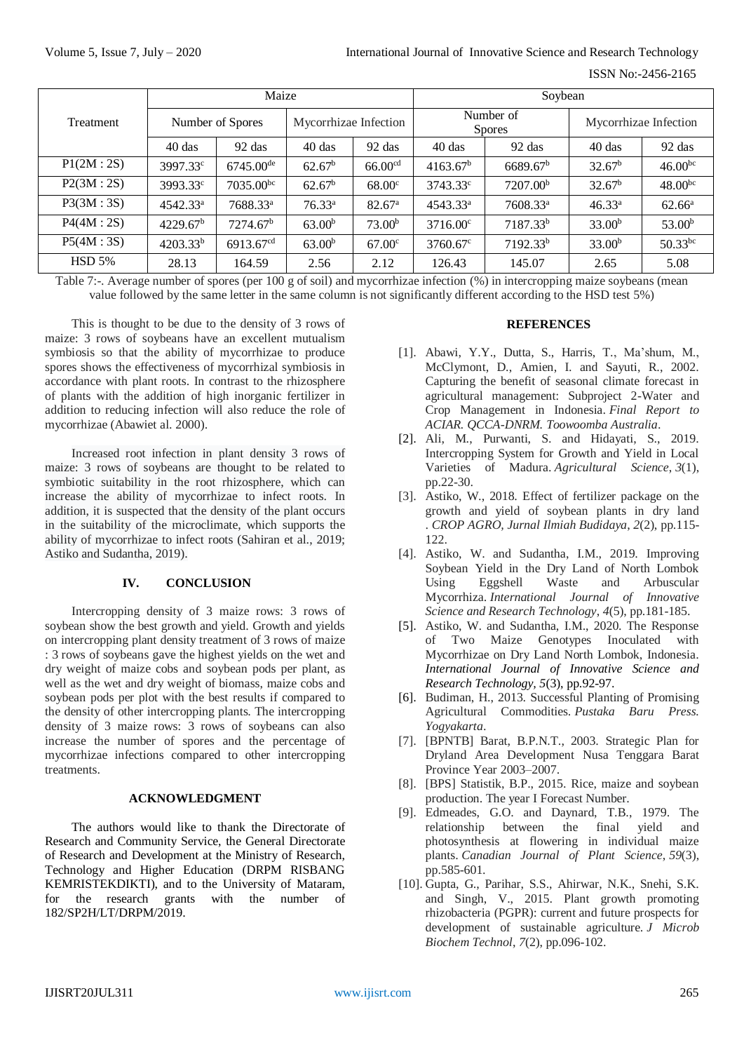| Treatment | Maize | | | | Soybean | | | |
|---|---|---|---|---|---|---|---|---|
| | Number of Spores | | Mycorrhizae Infection | | Number of Spores | | Mycorrhizae Infection | |
| | 40 das | 92 das | 40 das | 92 das | 40 das | 92 das | 40 das | 92 das |
| P1(2M : 2S) | 3997.33[c] | 6745.00[de] | 62.67[b] | 66.00[cd] | 4163.67[b] | 6689.67[b] | 32.67[b] | 46.00[bc] |
| P2(3M : 2S) | 3993.33[c] | 7035.00[bc] | 62.67[b] | 68.00[c] | 3743.33[c] | 7207.00[b] | 32.67[b] | 48.00[bc] |
| P3(3M : 3S) | 4542.33[a] | 7688.33[a] | 76.33[a] | 82.67[a] | 4543.33[a] | 7608.33[a] | 46.33[a] | 62.66[a] |
| P4(4M : 2S) | 4229.67[b] | 7274.67[b] | 63.00[b] | 73.00[b] | 3716.00[c] | 7187.33[b] | 33.00[b] | 53.00[b] |
| P5(4M : 3S) | 4203.33[b] | 6913.67[cd] | 63.00[b] | 67.00[c] | 3760.67[c] | 7192.33[b] | 33.00[b] | 50.33[bc] |
| HSD 5% | 28.13 | 164.59 | 2.56 | 2.12 | 126.43 | 145.07 | 2.65 | 5.08 |

Table 7:-. Average number of spores (per 100 g of soil) and mycorrhizae infection (%) in intercropping maize soybeans (mean value followed by the same letter in the same column is not significantly different according to the HSD test 5%)

This is thought to be due to the density of 3 rows of maize: 3 rows of soybeans have an excellent mutualism symbiosis so that the ability of mycorrhizae to produce spores shows the effectiveness of mycorrhizal symbiosis in accordance with plant roots. In contrast to the rhizosphere of plants with the addition of high inorganic fertilizer in addition to reducing infection will also reduce the role of mycorrhizae (Abawiet al. 2000).

Increased root infection in plant density 3 rows of maize: 3 rows of soybeans are thought to be related to symbiotic suitability in the root rhizosphere, which can increase the ability of mycorrhizae to infect roots. In addition, it is suspected that the density of the plant occurs in the suitability of the microclimate, which supports the ability of mycorrhizae to infect roots (Sahiran et al., 2019; Astiko and Sudantha, 2019).

## IV. CONCLUSION

Intercropping density of 3 maize rows: 3 rows of soybean show the best growth and yield. Growth and yields on intercropping plant density treatment of 3 rows of maize : 3 rows of soybeans gave the highest yields on the wet and dry weight of maize cobs and soybean pods per plant, as well as the wet and dry weight of biomass, maize cobs and soybean pods per plot with the best results if compared to the density of other intercropping plants. The intercropping density of 3 maize rows: 3 rows of soybeans can also increase the number of spores and the percentage of mycorrhizae infections compared to other intercropping treatments.

## ACKNOWLEDGMENT

The authors would like to thank the Directorate of Research and Community Service, the General Directorate of Research and Development at the Ministry of Research, Technology and Higher Education (DRPM RISBANG KEMRISTEKDIKTI), and to the University of Mataram, for the research grants with the number of 182/SP2H/LT/DRPM/2019.

## REFERENCES

[1]. Abawi, Y.Y., Dutta, S., Harris, T., Ma'shum, M., McClymont, D., Amien, I. and Sayuti, R., 2002. Capturing the benefit of seasonal climate forecast in agricultural management: Subproject 2-Water and Crop Management in Indonesia. *Final Report to ACIAR. QCCA-DNRM. Toowoomba Australia*.

[2]. Ali, M., Purwanti, S. and Hidayati, S., 2019. Intercropping System for Growth and Yield in Local Varieties of Madura. *Agricultural Science*, *3*(1), pp.22-30.

[3]. Astiko, W., 2018. Effect of fertilizer package on the growth and yield of soybean plants in dry land . *CROP AGRO, Jurnal Ilmiah Budidaya*, *2*(2), pp.115-122.

[4]. Astiko, W. and Sudantha, I.M., 2019. Improving Soybean Yield in the Dry Land of North Lombok Using Eggshell Waste and Arbuscular Mycorrhiza. *International Journal of Innovative Science and Research Technology*, *4*(5), pp.181-185.

[5]. Astiko, W. and Sudantha, I.M., 2020. The Response of Two Maize Genotypes Inoculated with Mycorrhizae on Dry Land North Lombok, Indonesia. *International Journal of Innovative Science and Research Technology*, *5*(3), pp.92-97.

[6]. Budiman, H., 2013. Successful Planting of Promising Agricultural Commodities. *Pustaka Baru Press. Yogyakarta*.

[7]. [BPNTB] Barat, B.P.N.T., 2003. Strategic Plan for Dryland Area Development Nusa Tenggara Barat Province Year 2003–2007.

[8]. [BPS] Statistik, B.P., 2015. Rice, maize and soybean production. The year I Forecast Number.

[9]. Edmeades, G.O. and Daynard, T.B., 1979. The relationship between the final yield and photosynthesis at flowering in individual maize plants. *Canadian Journal of Plant Science*, *59*(3), pp.585-601.

[10]. Gupta, G., Parihar, S.S., Ahirwar, N.K., Snehi, S.K. and Singh, V., 2015. Plant growth promoting rhizobacteria (PGPR): current and future prospects for development of sustainable agriculture. *J Microb Biochem Technol*, *7*(2), pp.096-102.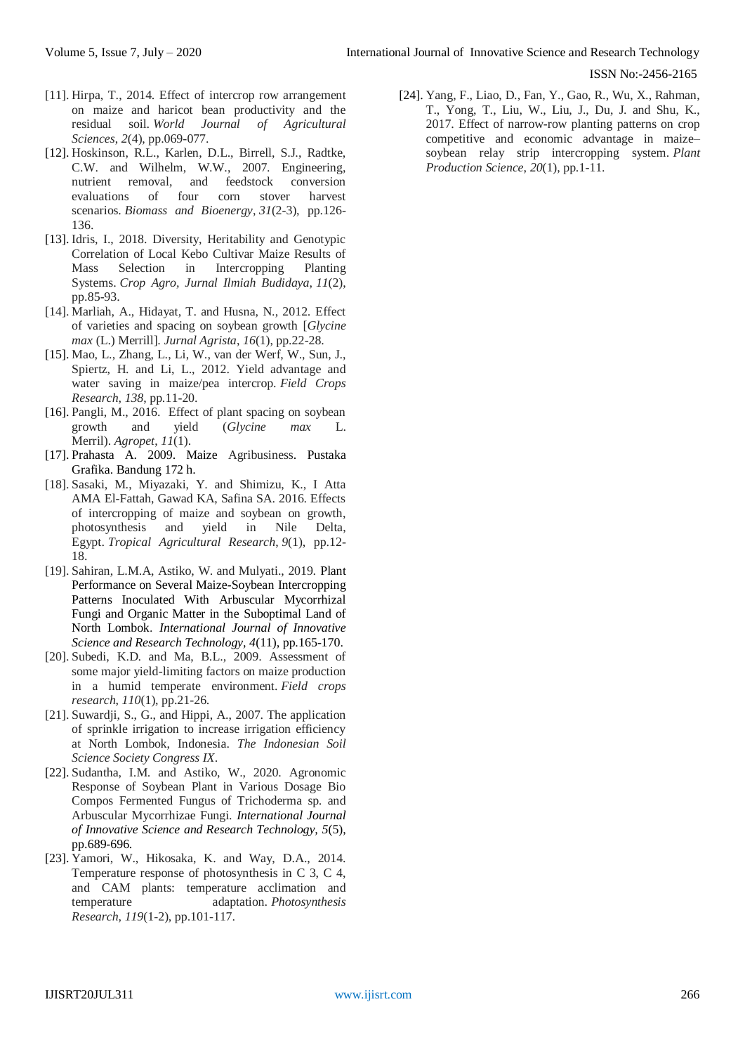[11]. Hirpa, T., 2014. Effect of intercrop row arrangement on maize and haricot bean productivity and the residual soil. *World Journal of Agricultural Sciences*, *2*(4), pp.069-077.

[12]. Hoskinson, R.L., Karlen, D.L., Birrell, S.J., Radtke, C.W. and Wilhelm, W.W., 2007. Engineering, nutrient removal, and feedstock conversion evaluations of four corn stover harvest scenarios. *Biomass and Bioenergy*, *31*(2-3), pp.126-136.

[13]. Idris, I., 2018. Diversity, Heritability and Genotypic Correlation of Local Kebo Cultivar Maize Results of Mass Selection in Intercropping Planting Systems. *Crop Agro, Jurnal Ilmiah Budidaya*, *11*(2), pp.85-93.

[14]. Marliah, A., Hidayat, T. and Husna, N., 2012. Effect of varieties and spacing on soybean growth [*Glycine max* (L.) Merrill]. *Jurnal Agrista*, *16*(1), pp.22-28.

[15]. Mao, L., Zhang, L., Li, W., van der Werf, W., Sun, J., Spiertz, H. and Li, L., 2012. Yield advantage and water saving in maize/pea intercrop. *Field Crops Research*, *138*, pp.11-20.

[16]. Pangli, M., 2016. Effect of plant spacing on soybean growth and yield (*Glycine max* L. Merril). *Agropet*, *11*(1).

[17]. Prahasta A. 2009. Maize Agribusiness. Pustaka Grafika. Bandung 172 h.

[18]. Sasaki, M., Miyazaki, Y. and Shimizu, K., I Atta AMA El-Fattah, Gawad KA, Safina SA. 2016. Effects of intercropping of maize and soybean on growth, photosynthesis and yield in Nile Delta, Egypt. *Tropical Agricultural Research*, *9*(1), pp.12-18.

[19]. Sahiran, L.M.A, Astiko, W. and Mulyati., 2019. Plant Performance on Several Maize-Soybean Intercropping Patterns Inoculated With Arbuscular Mycorrhizal Fungi and Organic Matter in the Suboptimal Land of North Lombok. *International Journal of Innovative Science and Research Technology*, *4*(11), pp.165-170.

[20]. Subedi, K.D. and Ma, B.L., 2009. Assessment of some major yield-limiting factors on maize production in a humid temperate environment. *Field crops research*, *110*(1), pp.21-26.

[21]. Suwardji, S., G., and Hippi, A., 2007. The application of sprinkle irrigation to increase irrigation efficiency at North Lombok, Indonesia. *The Indonesian Soil Science Society Congress IX*.

[22]. Sudantha, I.M. and Astiko, W., 2020. Agronomic Response of Soybean Plant in Various Dosage Bio Compos Fermented Fungus of Trichoderma sp. and Arbuscular Mycorrhizae Fungi. *International Journal of Innovative Science and Research Technology*, *5*(5), pp.689-696.

[23]. Yamori, W., Hikosaka, K. and Way, D.A., 2014. Temperature response of photosynthesis in C 3, C 4, and CAM plants: temperature acclimation and temperature adaptation. *Photosynthesis Research*, *119*(1-2), pp.101-117.

[24]. Yang, F., Liao, D., Fan, Y., Gao, R., Wu, X., Rahman, T., Yong, T., Liu, W., Liu, J., Du, J. and Shu, K., 2017. Effect of narrow-row planting patterns on crop competitive and economic advantage in maize–soybean relay strip intercropping system. *Plant Production Science*, *20*(1), pp.1-11.